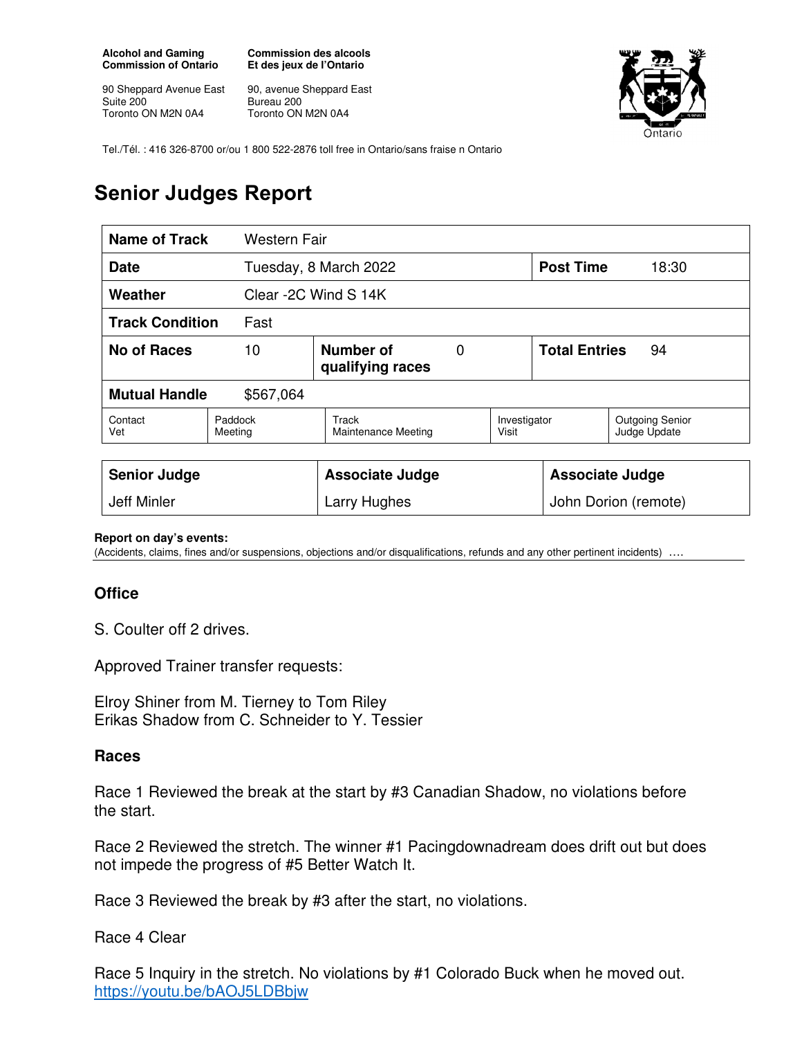**Alcohol and Gaming Commission of Ontario**

90 Sheppard Avenue East
Suite 200
Toronto ON M2N 0A4

**Commission des alcools Et des jeux de l'Ontario**

90, avenue Sheppard East
Bureau 200
Toronto ON M2N 0A4

Tel./Tél. : 416 326-8700 or/ou 1 800 522-2876 toll free in Ontario/sans fraise n Ontario

# Senior Judges Report

| **Name of Track** | Western Fair | | | | |
|---|---|---|---|---|---|
| **Date** | Tuesday, 8 March 2022 | | | **Post Time** | 18:30 |
| **Weather** | Clear -2C Wind S 14K | | | | |
| **Track Condition** | Fast | | | | |
| **No of Races** | 10 | **Number of qualifying races** | 0 | **Total Entries** | 94 |
| **Mutual Handle** | $567,064 | | | | |
| Contact Vet | Paddock Meeting | Track Maintenance Meeting | | Investigator Visit | Outgoing Senior Judge Update |

| **Senior Judge** | **Associate Judge** | **Associate Judge** |
|---|---|---|
| Jeff Minler | Larry Hughes | John Dorion (remote) |

**Report on day's events:**
(Accidents, claims, fines and/or suspensions, objections and/or disqualifications, refunds and any other pertinent incidents) ….

### Office

S. Coulter off 2 drives.

Approved Trainer transfer requests:

Elroy Shiner from M. Tierney to Tom Riley
Erikas Shadow from C. Schneider to Y. Tessier

### Races

Race 1 Reviewed the break at the start by #3 Canadian Shadow, no violations before the start.

Race 2 Reviewed the stretch. The winner #1 Pacingdownadream does drift out but does not impede the progress of #5 Better Watch It.

Race 3 Reviewed the break by #3 after the start, no violations.

Race 4 Clear

Race 5 Inquiry in the stretch. No violations by #1 Colorado Buck when he moved out.
https://youtu.be/bAOJ5LDBbjw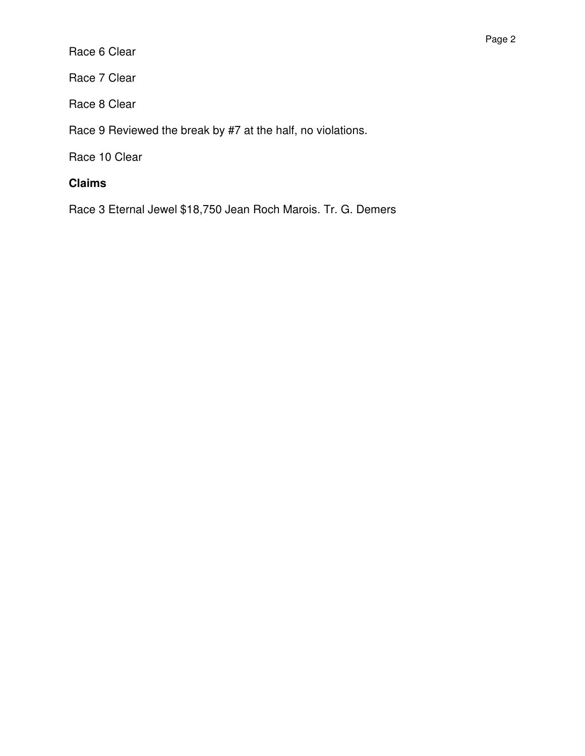Race 6 Clear

Race 7 Clear

Race 8 Clear

Race 9 Reviewed the break by #7 at the half, no violations.

Race 10 Clear

**Claims**

Race 3 Eternal Jewel $18,750 Jean Roch Marois. Tr. G. Demers